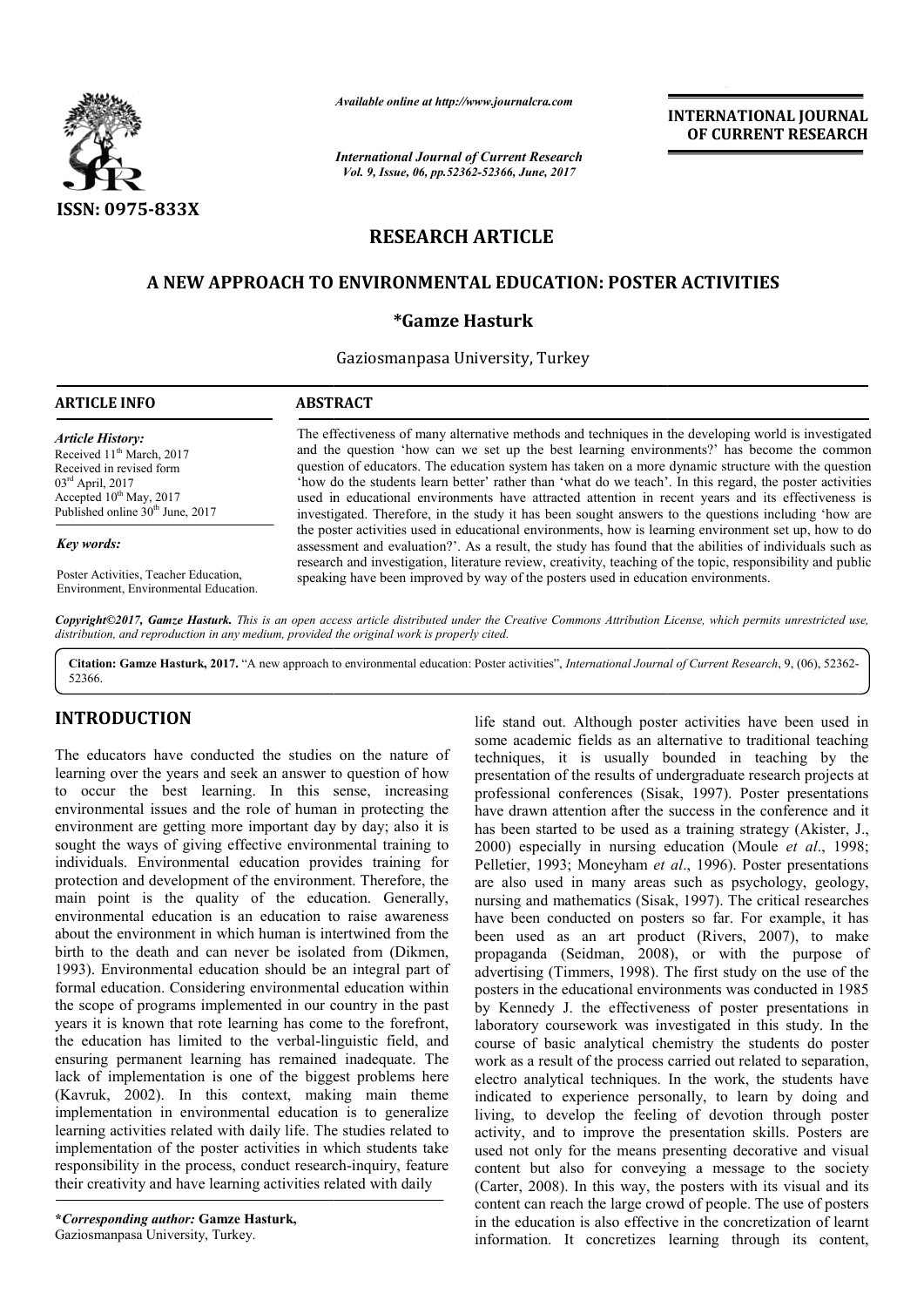# RESEARCH ARTICLE

# A NEW APPROACH TO ENVIRONMENTAL EDUCATION: POSTER ACTIVITIES

**\*Gamze Hasturk**

Gaziosmanpasa University, Turkey

**ARTICLE INFO**

*Article History:*

Received 11th March, 2017
Received in revised form 03rd April, 2017
Accepted 10th May, 2017
Published online 30th June, 2017

*Key words:*

Poster Activities, Teacher Education, Environment, Environmental Education.

**ABSTRACT**

The effectiveness of many alternative methods and techniques in the developing world is investigated and the question 'how can we set up the best learning environments?' has become the common question of educators. The education system has taken on a more dynamic structure with the question 'how do the students learn better' rather than 'what do we teach'. In this regard, the poster activities used in educational environments have attracted attention in recent years and its effectiveness is investigated. Therefore, in the study it has been sought answers to the questions including 'how are the poster activities used in educational environments, how is learning environment set up, how to do assessment and evaluation?'. As a result, the study has found that the abilities of individuals such as research and investigation, literature review, creativity, teaching of the topic, responsibility and public speaking have been improved by way of the posters used in education environments.

*Copyright©2017, Gamze Hasturk. This is an open access article distributed under the Creative Commons Attribution License, which permits unrestricted use, distribution, and reproduction in any medium, provided the original work is properly cited.*

**Citation: Gamze Hasturk, 2017.** "A new approach to environmental education: Poster activities", *International Journal of Current Research*, 9, (06), 52362-52366.

## INTRODUCTION

The educators have conducted the studies on the nature of learning over the years and seek an answer to question of how to occur the best learning. In this sense, increasing environmental issues and the role of human in protecting the environment are getting more important day by day; also it is sought the ways of giving effective environmental training to individuals. Environmental education provides training for protection and development of the environment. Therefore, the main point is the quality of the education. Generally, environmental education is an education to raise awareness about the environment in which human is intertwined from the birth to the death and can never be isolated from (Dikmen, 1993). Environmental education should be an integral part of formal education. Considering environmental education within the scope of programs implemented in our country in the past years it is known that rote learning has come to the forefront, the education has limited to the verbal-linguistic field, and ensuring permanent learning has remained inadequate. The lack of implementation is one of the biggest problems here (Kavruk, 2002). In this context, making main theme implementation in environmental education is to generalize learning activities related with daily life. The studies related to implementation of the poster activities in which students take responsibility in the process, conduct research-inquiry, feature their creativity and have learning activities related with daily life stand out. Although poster activities have been used in some academic fields as an alternative to traditional teaching techniques, it is usually bounded in teaching by the presentation of the results of undergraduate research projects at professional conferences (Sisak, 1997). Poster presentations have drawn attention after the success in the conference and it has been started to be used as a training strategy (Akister, J., 2000) especially in nursing education (Moule *et al*., 1998; Pelletier, 1993; Moneyham *et al*., 1996). Poster presentations are also used in many areas such as psychology, geology, nursing and mathematics (Sisak, 1997). The critical researches have been conducted on posters so far. For example, it has been used as an art product (Rivers, 2007), to make propaganda (Seidman, 2008), or with the purpose of advertising (Timmers, 1998). The first study on the use of the posters in the educational environments was conducted in 1985 by Kennedy J. the effectiveness of poster presentations in laboratory coursework was investigated in this study. In the course of basic analytical chemistry the students do poster work as a result of the process carried out related to separation, electro analytical techniques. In the work, the students have indicated to experience personally, to learn by doing and living, to develop the feeling of devotion through poster activity, and to improve the presentation skills. Posters are used not only for the means presenting decorative and visual content but also for conveying a message to the society (Carter, 2008). In this way, the posters with its visual and its content can reach the large crowd of people. The use of posters in the education is also effective in the concretization of learnt information. It concretizes learning through its content,

**\*Corresponding author:** **Gamze Hasturk,**
Gaziosmanpasa University, Turkey.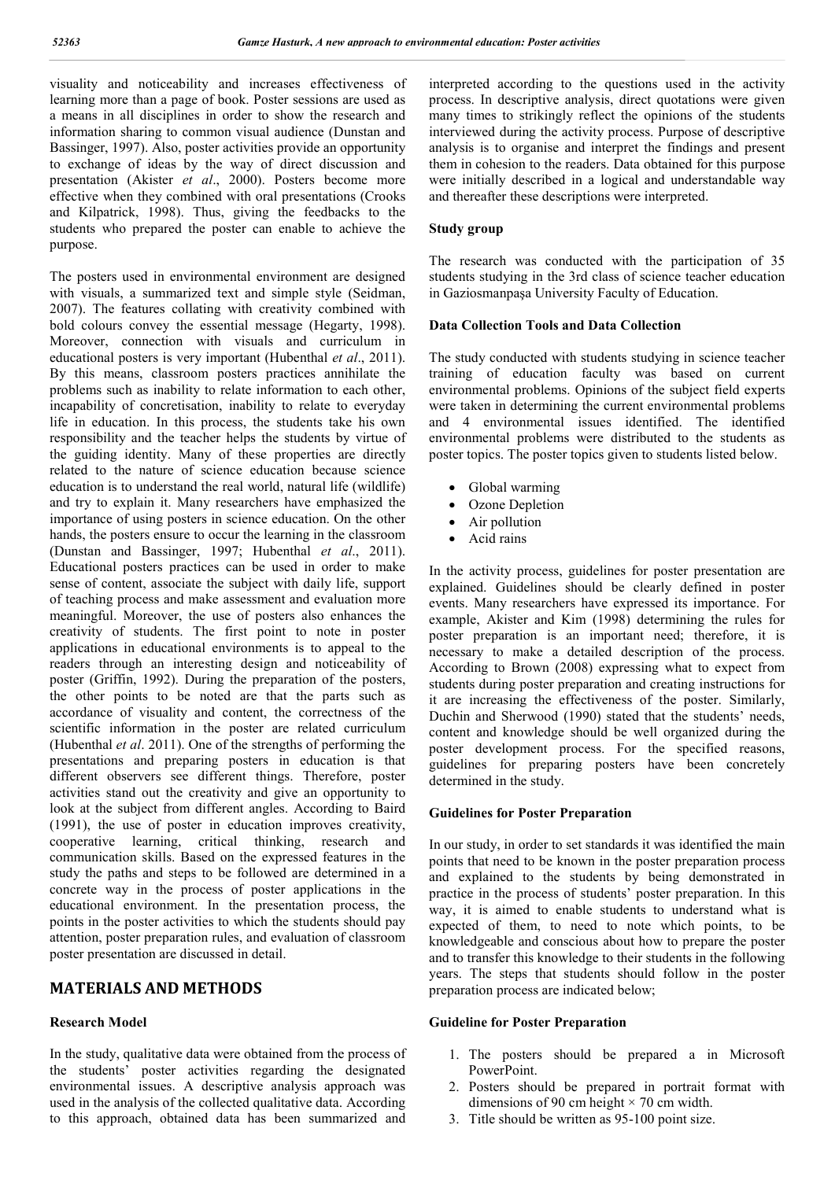visuality and noticeability and increases effectiveness of learning more than a page of book. Poster sessions are used as a means in all disciplines in order to show the research and information sharing to common visual audience (Dunstan and Bassinger, 1997). Also, poster activities provide an opportunity to exchange of ideas by the way of direct discussion and presentation (Akister *et al*., 2000). Posters become more effective when they combined with oral presentations (Crooks and Kilpatrick, 1998). Thus, giving the feedbacks to the students who prepared the poster can enable to achieve the purpose.

The posters used in environmental environment are designed with visuals, a summarized text and simple style (Seidman, 2007). The features collating with creativity combined with bold colours convey the essential message (Hegarty, 1998). Moreover, connection with visuals and curriculum in educational posters is very important (Hubenthal *et al*., 2011). By this means, classroom posters practices annihilate the problems such as inability to relate information to each other, incapability of concretisation, inability to relate to everyday life in education. In this process, the students take his own responsibility and the teacher helps the students by virtue of the guiding identity. Many of these properties are directly related to the nature of science education because science education is to understand the real world, natural life (wildlife) and try to explain it. Many researchers have emphasized the importance of using posters in science education. On the other hands, the posters ensure to occur the learning in the classroom (Dunstan and Bassinger, 1997; Hubenthal *et al*., 2011). Educational posters practices can be used in order to make sense of content, associate the subject with daily life, support of teaching process and make assessment and evaluation more meaningful. Moreover, the use of posters also enhances the creativity of students. The first point to note in poster applications in educational environments is to appeal to the readers through an interesting design and noticeability of poster (Griffin, 1992). During the preparation of the posters, the other points to be noted are that the parts such as accordance of visuality and content, the correctness of the scientific information in the poster are related curriculum (Hubenthal *et al*. 2011). One of the strengths of performing the presentations and preparing posters in education is that different observers see different things. Therefore, poster activities stand out the creativity and give an opportunity to look at the subject from different angles. According to Baird (1991), the use of poster in education improves creativity, cooperative learning, critical thinking, research and communication skills. Based on the expressed features in the study the paths and steps to be followed are determined in a concrete way in the process of poster applications in the educational environment. In the presentation process, the points in the poster activities to which the students should pay attention, poster preparation rules, and evaluation of classroom poster presentation are discussed in detail.

## MATERIALS AND METHODS

### Research Model

In the study, qualitative data were obtained from the process of the students' poster activities regarding the designated environmental issues. A descriptive analysis approach was used in the analysis of the collected qualitative data. According to this approach, obtained data has been summarized and interpreted according to the questions used in the activity process. In descriptive analysis, direct quotations were given many times to strikingly reflect the opinions of the students interviewed during the activity process. Purpose of descriptive analysis is to organise and interpret the findings and present them in cohesion to the readers. Data obtained for this purpose were initially described in a logical and understandable way and thereafter these descriptions were interpreted.

### Study group

The research was conducted with the participation of 35 students studying in the 3rd class of science teacher education in Gaziosmanpaşa University Faculty of Education.

### Data Collection Tools and Data Collection

The study conducted with students studying in science teacher training of education faculty was based on current environmental problems. Opinions of the subject field experts were taken in determining the current environmental problems and 4 environmental issues identified. The identified environmental problems were distributed to the students as poster topics. The poster topics given to students listed below.

- Global warming
- Ozone Depletion
- Air pollution
- Acid rains

In the activity process, guidelines for poster presentation are explained. Guidelines should be clearly defined in poster events. Many researchers have expressed its importance. For example, Akister and Kim (1998) determining the rules for poster preparation is an important need; therefore, it is necessary to make a detailed description of the process. According to Brown (2008) expressing what to expect from students during poster preparation and creating instructions for it are increasing the effectiveness of the poster. Similarly, Duchin and Sherwood (1990) stated that the students' needs, content and knowledge should be well organized during the poster development process. For the specified reasons, guidelines for preparing posters have been concretely determined in the study.

### Guidelines for Poster Preparation

In our study, in order to set standards it was identified the main points that need to be known in the poster preparation process and explained to the students by being demonstrated in practice in the process of students' poster preparation. In this way, it is aimed to enable students to understand what is expected of them, to need to note which points, to be knowledgeable and conscious about how to prepare the poster and to transfer this knowledge to their students in the following years. The steps that students should follow in the poster preparation process are indicated below;

### Guideline for Poster Preparation

1. The posters should be prepared a in Microsoft PowerPoint.
2. Posters should be prepared in portrait format with dimensions of 90 cm height × 70 cm width.
3. Title should be written as 95-100 point size.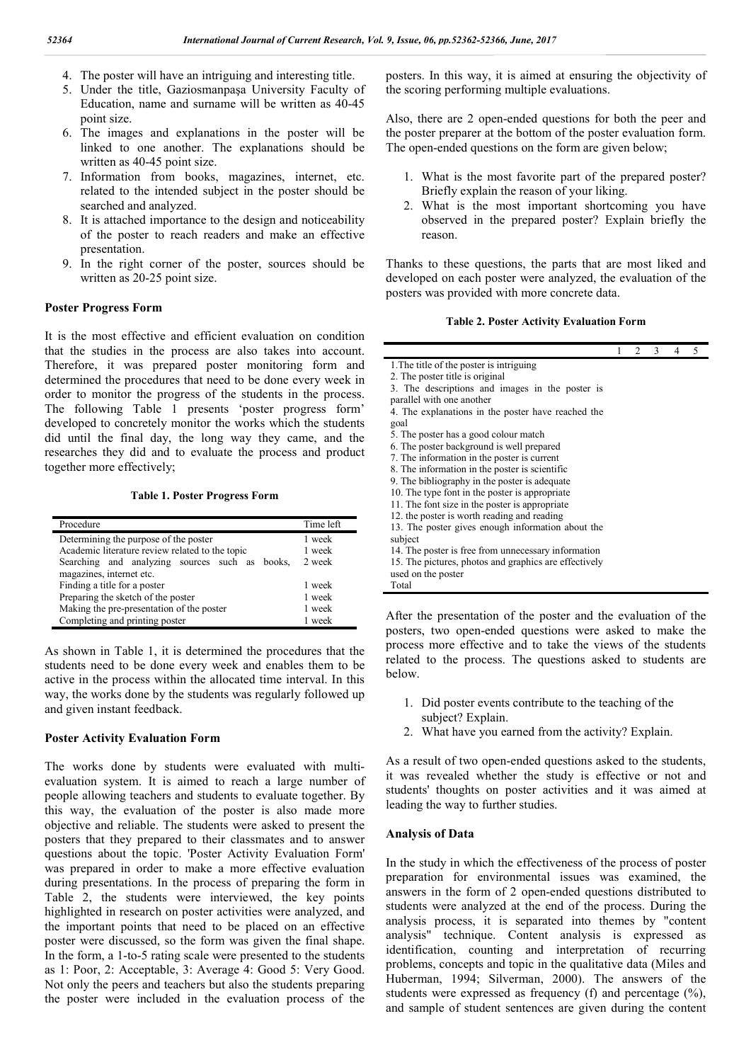4. The poster will have an intriguing and interesting title.
5. Under the title, Gaziosmanpaşa University Faculty of Education, name and surname will be written as 40-45 point size.
6. The images and explanations in the poster will be linked to one another. The explanations should be written as 40-45 point size.
7. Information from books, magazines, internet, etc. related to the intended subject in the poster should be searched and analyzed.
8. It is attached importance to the design and noticeability of the poster to reach readers and make an effective presentation.
9. In the right corner of the poster, sources should be written as 20-25 point size.

### Poster Progress Form

It is the most effective and efficient evaluation on condition that the studies in the process are also takes into account. Therefore, it was prepared poster monitoring form and determined the procedures that need to be done every week in order to monitor the progress of the students in the process. The following Table 1 presents 'poster progress form' developed to concretely monitor the works which the students did until the final day, the long way they came, and the researches they did and to evaluate the process and product together more effectively;

**Table 1. Poster Progress Form**

| Procedure | Time left |
|---|---|
| Determining the purpose of the poster | 1 week |
| Academic literature review related to the topic | 1 week |
| Searching and analyzing sources such as books, magazines, internet etc. | 2 week |
| Finding a title for a poster | 1 week |
| Preparing the sketch of the poster | 1 week |
| Making the pre-presentation of the poster | 1 week |
| Completing and printing poster | 1 week |

As shown in Table 1, it is determined the procedures that the students need to be done every week and enables them to be active in the process within the allocated time interval. In this way, the works done by the students was regularly followed up and given instant feedback.

### Poster Activity Evaluation Form

The works done by students were evaluated with multi-evaluation system. It is aimed to reach a large number of people allowing teachers and students to evaluate together. By this way, the evaluation of the poster is also made more objective and reliable. The students were asked to present the posters that they prepared to their classmates and to answer questions about the topic. 'Poster Activity Evaluation Form' was prepared in order to make a more effective evaluation during presentations. In the process of preparing the form in Table 2, the students were interviewed, the key points highlighted in research on poster activities were analyzed, and the important points that need to be placed on an effective poster were discussed, so the form was given the final shape. In the form, a 1-to-5 rating scale were presented to the students as 1: Poor, 2: Acceptable, 3: Average 4: Good 5: Very Good. Not only the peers and teachers but also the students preparing the poster were included in the evaluation process of the posters. In this way, it is aimed at ensuring the objectivity of the scoring performing multiple evaluations.

Also, there are 2 open-ended questions for both the peer and the poster preparer at the bottom of the poster evaluation form. The open-ended questions on the form are given below;

1. What is the most favorite part of the prepared poster? Briefly explain the reason of your liking.
2. What is the most important shortcoming you have observed in the prepared poster? Explain briefly the reason.

Thanks to these questions, the parts that are most liked and developed on each poster were analyzed, the evaluation of the posters was provided with more concrete data.

**Table 2. Poster Activity Evaluation Form**

| | 1 | 2 | 3 | 4 | 5 |
|---|---|---|---|---|---|
| 1.The title of the poster is intriguing | | | | | |
| 2. The poster title is original | | | | | |
| 3. The descriptions and images in the poster is parallel with one another | | | | | |
| 4. The explanations in the poster have reached the goal | | | | | |
| 5. The poster has a good colour match | | | | | |
| 6. The poster background is well prepared | | | | | |
| 7. The information in the poster is current | | | | | |
| 8. The information in the poster is scientific | | | | | |
| 9. The bibliography in the poster is adequate | | | | | |
| 10. The type font in the poster is appropriate | | | | | |
| 11. The font size in the poster is appropriate | | | | | |
| 12. the poster is worth reading and reading | | | | | |
| 13. The poster gives enough information about the subject | | | | | |
| 14. The poster is free from unnecessary information | | | | | |
| 15. The pictures, photos and graphics are effectively used on the poster | | | | | |
| Total | | | | | |

After the presentation of the poster and the evaluation of the posters, two open-ended questions were asked to make the process more effective and to take the views of the students related to the process. The questions asked to students are below.

1. Did poster events contribute to the teaching of the subject? Explain.
2. What have you earned from the activity? Explain.

As a result of two open-ended questions asked to the students, it was revealed whether the study is effective or not and students' thoughts on poster activities and it was aimed at leading the way to further studies.

### Analysis of Data

In the study in which the effectiveness of the process of poster preparation for environmental issues was examined, the answers in the form of 2 open-ended questions distributed to students were analyzed at the end of the process. During the analysis process, it is separated into themes by "content analysis" technique. Content analysis is expressed as identification, counting and interpretation of recurring problems, concepts and topic in the qualitative data (Miles and Huberman, 1994; Silverman, 2000). The answers of the students were expressed as frequency (f) and percentage (%), and sample of student sentences are given during the content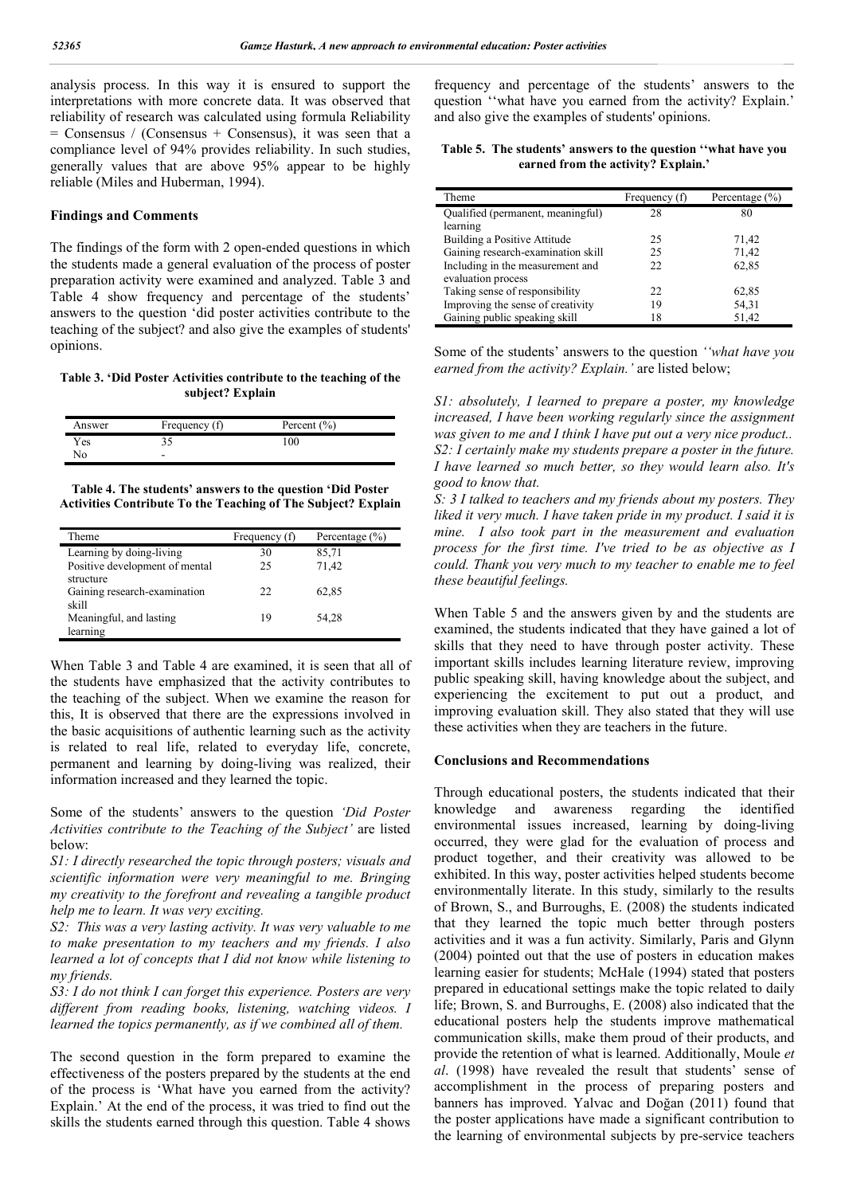analysis process. In this way it is ensured to support the interpretations with more concrete data. It was observed that reliability of research was calculated using formula Reliability = Consensus / (Consensus + Consensus), it was seen that a compliance level of 94% provides reliability. In such studies, generally values that are above 95% appear to be highly reliable (Miles and Huberman, 1994).

## Findings and Comments

The findings of the form with 2 open-ended questions in which the students made a general evaluation of the process of poster preparation activity were examined and analyzed. Table 3 and Table 4 show frequency and percentage of the students' answers to the question 'did poster activities contribute to the teaching of the subject? and also give the examples of students' opinions.

**Table 3. 'Did Poster Activities contribute to the teaching of the subject? Explain**

| Answer | Frequency (f) | Percent (%) |
|---|---|---|
| Yes | 35 | 100 |
| No | - | |

**Table 4. The students' answers to the question 'Did Poster Activities Contribute To the Teaching of The Subject? Explain**

| Theme | Frequency (f) | Percentage (%) |
|---|---|---|
| Learning by doing-living | 30 | 85,71 |
| Positive development of mental structure | 25 | 71,42 |
| Gaining research-examination skill | 22 | 62,85 |
| Meaningful, and lasting learning | 19 | 54,28 |

When Table 3 and Table 4 are examined, it is seen that all of the students have emphasized that the activity contributes to the teaching of the subject. When we examine the reason for this, It is observed that there are the expressions involved in the basic acquisitions of authentic learning such as the activity is related to real life, related to everyday life, concrete, permanent and learning by doing-living was realized, their information increased and they learned the topic.

Some of the students' answers to the question *'Did Poster Activities contribute to the Teaching of the Subject'* are listed below:

*S1: I directly researched the topic through posters; visuals and scientific information were very meaningful to me. Bringing my creativity to the forefront and revealing a tangible product help me to learn. It was very exciting.*

*S2: This was a very lasting activity. It was very valuable to me to make presentation to my teachers and my friends. I also learned a lot of concepts that I did not know while listening to my friends.*

*S3: I do not think I can forget this experience. Posters are very different from reading books, listening, watching videos. I learned the topics permanently, as if we combined all of them.*

The second question in the form prepared to examine the effectiveness of the posters prepared by the students at the end of the process is 'What have you earned from the activity? Explain.' At the end of the process, it was tried to find out the skills the students earned through this question. Table 4 shows frequency and percentage of the students' answers to the question ''what have you earned from the activity? Explain.' and also give the examples of students' opinions.

**Table 5. The students' answers to the question ''what have you earned from the activity? Explain.'**

| Theme | Frequency (f) | Percentage (%) |
|---|---|---|
| Qualified (permanent, meaningful) learning | 28 | 80 |
| Building a Positive Attitude | 25 | 71,42 |
| Gaining research-examination skill | 25 | 71,42 |
| Including in the measurement and evaluation process | 22 | 62,85 |
| Taking sense of responsibility | 22 | 62,85 |
| Improving the sense of creativity | 19 | 54,31 |
| Gaining public speaking skill | 18 | 51,42 |

Some of the students' answers to the question *''what have you earned from the activity? Explain.'* are listed below;

*S1: absolutely, I learned to prepare a poster, my knowledge increased, I have been working regularly since the assignment was given to me and I think I have put out a very nice product..*

*S2: I certainly make my students prepare a poster in the future. I have learned so much better, so they would learn also. It's good to know that.*

*S: 3 I talked to teachers and my friends about my posters. They liked it very much. I have taken pride in my product. I said it is mine. I also took part in the measurement and evaluation process for the first time. I've tried to be as objective as I could. Thank you very much to my teacher to enable me to feel these beautiful feelings.*

When Table 5 and the answers given by and the students are examined, the students indicated that they have gained a lot of skills that they need to have through poster activity. These important skills includes learning literature review, improving public speaking skill, having knowledge about the subject, and experiencing the excitement to put out a product, and improving evaluation skill. They also stated that they will use these activities when they are teachers in the future.

## Conclusions and Recommendations

Through educational posters, the students indicated that their knowledge and awareness regarding the identified environmental issues increased, learning by doing-living occurred, they were glad for the evaluation of process and product together, and their creativity was allowed to be exhibited. In this way, poster activities helped students become environmentally literate. In this study, similarly to the results of Brown, S., and Burroughs, E. (2008) the students indicated that they learned the topic much better through posters activities and it was a fun activity. Similarly, Paris and Glynn (2004) pointed out that the use of posters in education makes learning easier for students; McHale (1994) stated that posters prepared in educational settings make the topic related to daily life; Brown, S. and Burroughs, E. (2008) also indicated that the educational posters help the students improve mathematical communication skills, make them proud of their products, and provide the retention of what is learned. Additionally, Moule *et al*. (1998) have revealed the result that students' sense of accomplishment in the process of preparing posters and banners has improved. Yalvac and Doğan (2011) found that the poster applications have made a significant contribution to the learning of environmental subjects by pre-service teachers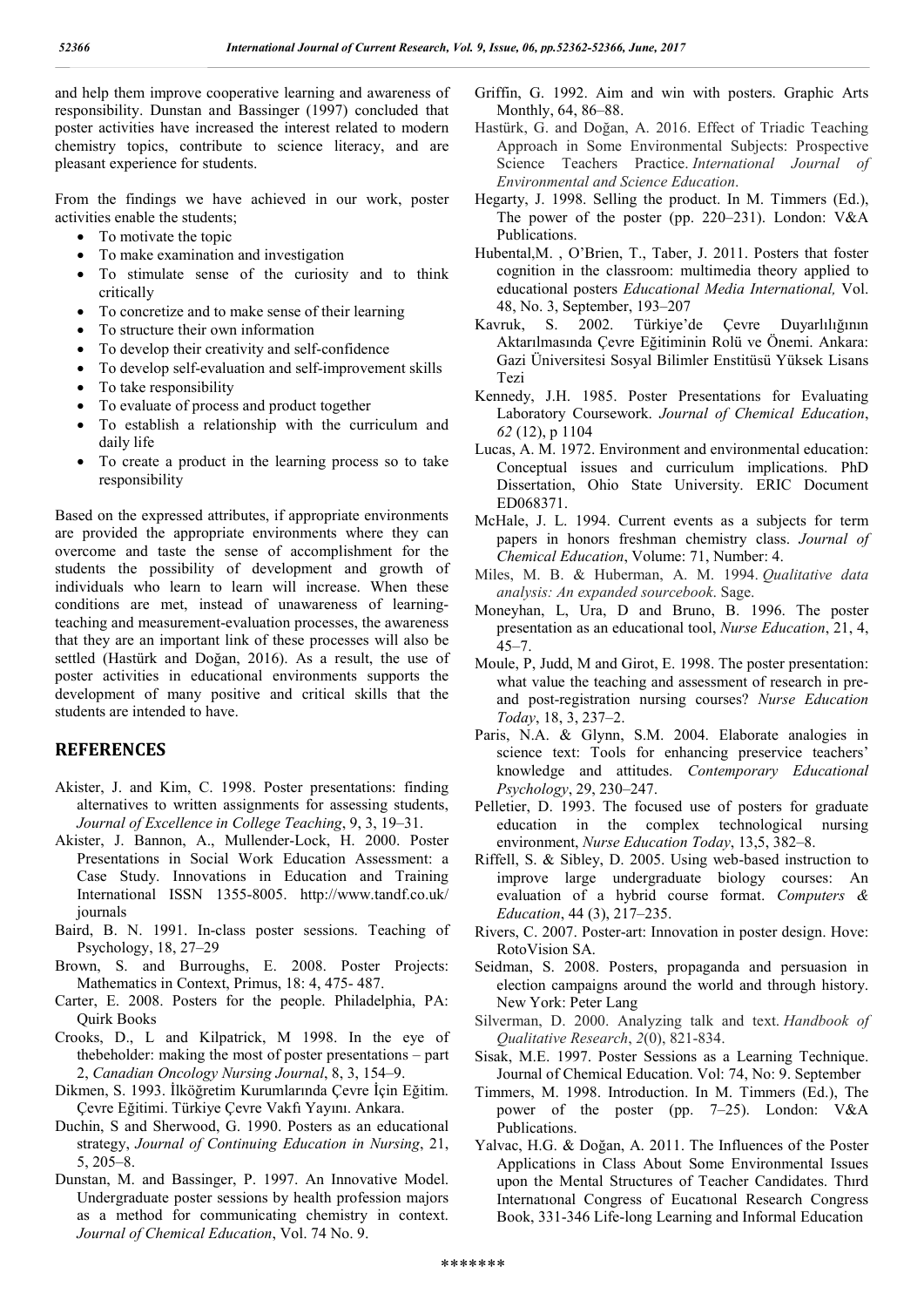and help them improve cooperative learning and awareness of responsibility. Dunstan and Bassinger (1997) concluded that poster activities have increased the interest related to modern chemistry topics, contribute to science literacy, and are pleasant experience for students.

From the findings we have achieved in our work, poster activities enable the students;

- To motivate the topic
- To make examination and investigation
- To stimulate sense of the curiosity and to think critically
- To concretize and to make sense of their learning
- To structure their own information
- To develop their creativity and self-confidence
- To develop self-evaluation and self-improvement skills
- To take responsibility
- To evaluate of process and product together
- To establish a relationship with the curriculum and daily life
- To create a product in the learning process so to take responsibility

Based on the expressed attributes, if appropriate environments are provided the appropriate environments where they can overcome and taste the sense of accomplishment for the students the possibility of development and growth of individuals who learn to learn will increase. When these conditions are met, instead of unawareness of learning-teaching and measurement-evaluation processes, the awareness that they are an important link of these processes will also be settled (Hastürk and Doğan, 2016). As a result, the use of poster activities in educational environments supports the development of many positive and critical skills that the students are intended to have.

## REFERENCES

Akister, J. and Kim, C. 1998. Poster presentations: finding alternatives to written assignments for assessing students, *Journal of Excellence in College Teaching*, 9, 3, 19–31.

Akister, J. Bannon, A., Mullender-Lock, H. 2000. Poster Presentations in Social Work Education Assessment: a Case Study. Innovations in Education and Training International ISSN 1355-8005. http://www.tandf.co.uk/journals

Baird, B. N. 1991. In-class poster sessions. Teaching of Psychology, 18, 27–29

Brown, S. and Burroughs, E. 2008. Poster Projects: Mathematics in Context, Primus, 18: 4, 475- 487.

Carter, E. 2008. Posters for the people. Philadelphia, PA: Quirk Books

Crooks, D., L and Kilpatrick, M 1998. In the eye of thebeholder: making the most of poster presentations – part 2, *Canadian Oncology Nursing Journal*, 8, 3, 154–9.

Dikmen, S. 1993. İlköğretim Kurumlarında Çevre İçin Eğitim. Çevre Eğitimi. Türkiye Çevre Vakfı Yayını. Ankara.

Duchin, S and Sherwood, G. 1990. Posters as an educational strategy, *Journal of Continuing Education in Nursing*, 21, 5, 205–8.

Dunstan, M. and Bassinger, P. 1997. An Innovative Model. Undergraduate poster sessions by health profession majors as a method for communicating chemistry in context. *Journal of Chemical Education*, Vol. 74 No. 9.

Griffin, G. 1992. Aim and win with posters. Graphic Arts Monthly, 64, 86–88.

Hastürk, G. and Doğan, A. 2016. Effect of Triadic Teaching Approach in Some Environmental Subjects: Prospective Science Teachers Practice. *International Journal of Environmental and Science Education*.

Hegarty, J. 1998. Selling the product. In M. Timmers (Ed.), The power of the poster (pp. 220–231). London: V&A Publications.

Hubental,M. , O'Brien, T., Taber, J. 2011. Posters that foster cognition in the classroom: multimedia theory applied to educational posters *Educational Media International,* Vol. 48, No. 3, September, 193–207

Kavruk, S. 2002. Türkiye'de Çevre Duyarlılığının Aktarılmasında Çevre Eğitiminin Rolü ve Önemi. Ankara: Gazi Üniversitesi Sosyal Bilimler Enstitüsü Yüksek Lisans Tezi

Kennedy, J.H. 1985. Poster Presentations for Evaluating Laboratory Coursework. *Journal of Chemical Education*, *62* (12), p 1104

Lucas, A. M. 1972. Environment and environmental education: Conceptual issues and curriculum implications. PhD Dissertation, Ohio State University. ERIC Document ED068371.

McHale, J. L. 1994. Current events as a subjects for term papers in honors freshman chemistry class. *Journal of Chemical Education*, Volume: 71, Number: 4.

Miles, M. B. & Huberman, A. M. 1994. *Qualitative data analysis: An expanded sourcebook*. Sage.

Moneyhan, L, Ura, D and Bruno, B. 1996. The poster presentation as an educational tool, *Nurse Education*, 21, 4, 45–7.

Moule, P, Judd, M and Girot, E. 1998. The poster presentation: what value the teaching and assessment of research in pre- and post-registration nursing courses? *Nurse Education Today*, 18, 3, 237–2.

Paris, N.A. & Glynn, S.M. 2004. Elaborate analogies in science text: Tools for enhancing preservice teachers' knowledge and attitudes. *Contemporary Educational Psychology*, 29, 230–247.

Pelletier, D. 1993. The focused use of posters for graduate education in the complex technological nursing environment, *Nurse Education Today*, 13,5, 382–8.

Riffell, S. & Sibley, D. 2005. Using web-based instruction to improve large undergraduate biology courses: An evaluation of a hybrid course format. *Computers & Education*, 44 (3), 217–235.

Rivers, C. 2007. Poster-art: Innovation in poster design. Hove: RotoVision SA.

Seidman, S. 2008. Posters, propaganda and persuasion in election campaigns around the world and through history. New York: Peter Lang

Silverman, D. 2000. Analyzing talk and text. *Handbook of Qualitative Research*, *2*(0), 821-834.

Sisak, M.E. 1997. Poster Sessions as a Learning Technique. Journal of Chemical Education. Vol: 74, No: 9. September

Timmers, M. 1998. Introduction. In M. Timmers (Ed.), The power of the poster (pp. 7–25). London: V&A Publications.

Yalvac, H.G. & Doğan, A. 2011. The Influences of the Poster Applications in Class About Some Environmental Issues upon the Mental Structures of Teacher Candidates. Thırd Internatıonal Congress of Eucatıonal Research Congress Book, 331-346 Life-long Learning and Informal Education

\*\*\*\*\*\*\*